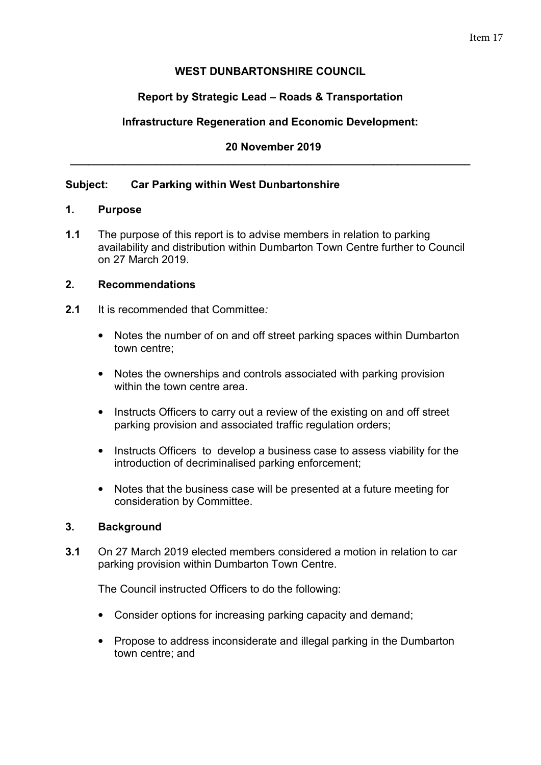Item 17

**WEST DUNBARTONSHIRE COUNCIL**

**Report by Strategic Lead – Roads & Transportation**

**Infrastructure Regeneration and Economic Development:**

**20 November 2019**

---

**Subject: Car Parking within West Dunbartonshire**

## 1. Purpose

**1.1** The purpose of this report is to advise members in relation to parking availability and distribution within Dumbarton Town Centre further to Council on 27 March 2019.

## 2. Recommendations

**2.1** It is recommended that Committee*:*

- Notes the number of on and off street parking spaces within Dumbarton town centre;
- Notes the ownerships and controls associated with parking provision within the town centre area.
- Instructs Officers to carry out a review of the existing on and off street parking provision and associated traffic regulation orders;
- Instructs Officers to develop a business case to assess viability for the introduction of decriminalised parking enforcement;
- Notes that the business case will be presented at a future meeting for consideration by Committee.

## 3. Background

**3.1** On 27 March 2019 elected members considered a motion in relation to car parking provision within Dumbarton Town Centre.

The Council instructed Officers to do the following:

- Consider options for increasing parking capacity and demand;
- Propose to address inconsiderate and illegal parking in the Dumbarton town centre; and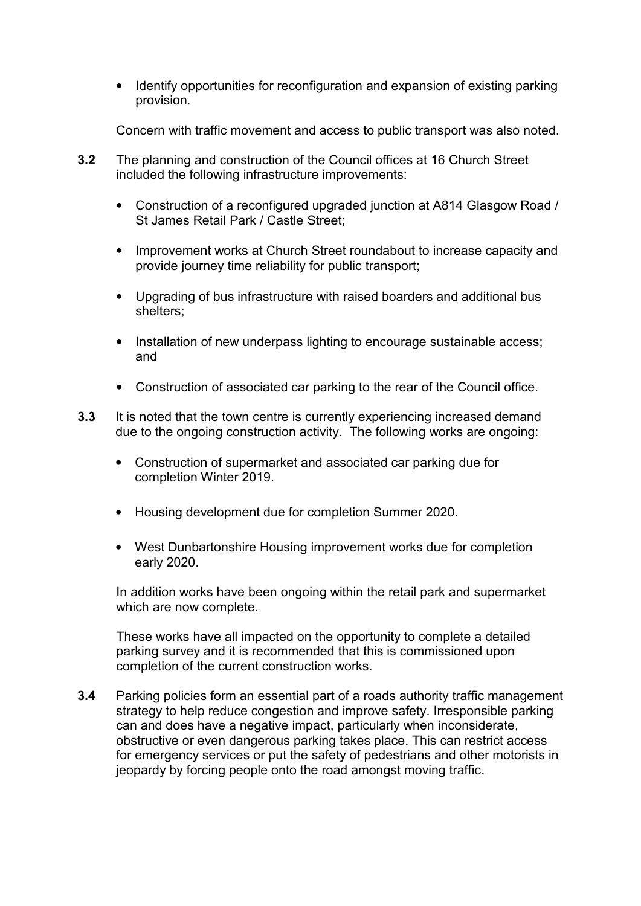- Identify opportunities for reconfiguration and expansion of existing parking provision.

Concern with traffic movement and access to public transport was also noted.

**3.2** The planning and construction of the Council offices at 16 Church Street included the following infrastructure improvements:

- Construction of a reconfigured upgraded junction at A814 Glasgow Road / St James Retail Park / Castle Street;
- Improvement works at Church Street roundabout to increase capacity and provide journey time reliability for public transport;
- Upgrading of bus infrastructure with raised boarders and additional bus shelters;
- Installation of new underpass lighting to encourage sustainable access; and
- Construction of associated car parking to the rear of the Council office.

**3.3** It is noted that the town centre is currently experiencing increased demand due to the ongoing construction activity. The following works are ongoing:

- Construction of supermarket and associated car parking due for completion Winter 2019.
- Housing development due for completion Summer 2020.
- West Dunbartonshire Housing improvement works due for completion early 2020.

In addition works have been ongoing within the retail park and supermarket which are now complete.

These works have all impacted on the opportunity to complete a detailed parking survey and it is recommended that this is commissioned upon completion of the current construction works.

**3.4** Parking policies form an essential part of a roads authority traffic management strategy to help reduce congestion and improve safety. Irresponsible parking can and does have a negative impact, particularly when inconsiderate, obstructive or even dangerous parking takes place. This can restrict access for emergency services or put the safety of pedestrians and other motorists in jeopardy by forcing people onto the road amongst moving traffic.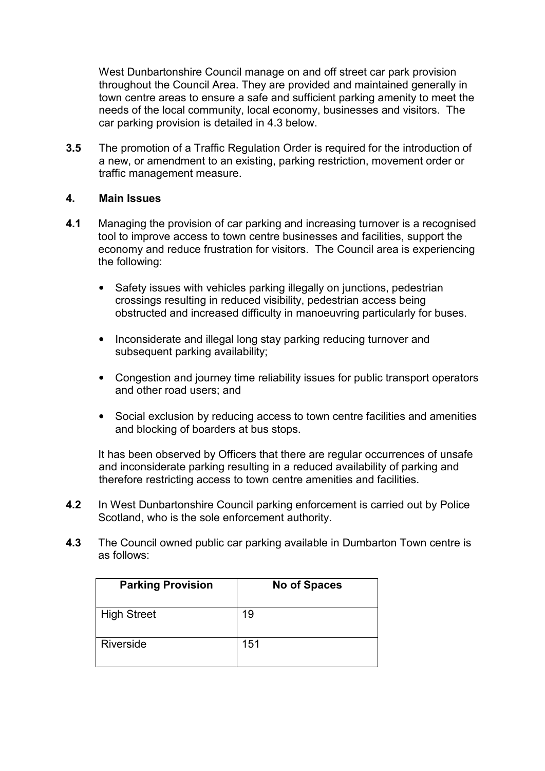West Dunbartonshire Council manage on and off street car park provision throughout the Council Area. They are provided and maintained generally in town centre areas to ensure a safe and sufficient parking amenity to meet the needs of the local community, local economy, businesses and visitors. The car parking provision is detailed in 4.3 below.

**3.5** The promotion of a Traffic Regulation Order is required for the introduction of a new, or amendment to an existing, parking restriction, movement order or traffic management measure.

## 4. Main Issues

**4.1** Managing the provision of car parking and increasing turnover is a recognised tool to improve access to town centre businesses and facilities, support the economy and reduce frustration for visitors. The Council area is experiencing the following:

- Safety issues with vehicles parking illegally on junctions, pedestrian crossings resulting in reduced visibility, pedestrian access being obstructed and increased difficulty in manoeuvring particularly for buses.
- Inconsiderate and illegal long stay parking reducing turnover and subsequent parking availability;
- Congestion and journey time reliability issues for public transport operators and other road users; and
- Social exclusion by reducing access to town centre facilities and amenities and blocking of boarders at bus stops.

It has been observed by Officers that there are regular occurrences of unsafe and inconsiderate parking resulting in a reduced availability of parking and therefore restricting access to town centre amenities and facilities.

**4.2** In West Dunbartonshire Council parking enforcement is carried out by Police Scotland, who is the sole enforcement authority.

**4.3** The Council owned public car parking available in Dumbarton Town centre is as follows:

| Parking Provision | No of Spaces |
|---|---|
| High Street | 19 |
| Riverside | 151 |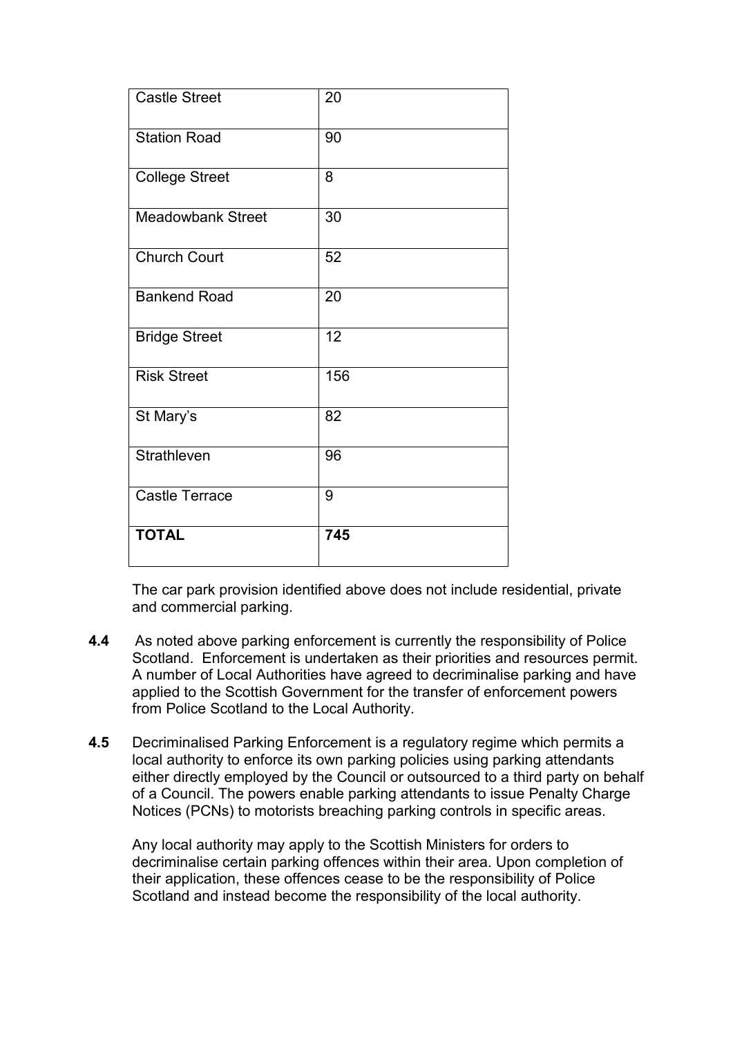| Castle Street | 20 |
|---|---|
| Station Road | 90 |
| College Street | 8 |
| Meadowbank Street | 30 |
| Church Court | 52 |
| Bankend Road | 20 |
| Bridge Street | 12 |
| Risk Street | 156 |
| St Mary's | 82 |
| Strathleven | 96 |
| Castle Terrace | 9 |
| **TOTAL** | **745** |

The car park provision identified above does not include residential, private and commercial parking.

**4.4** As noted above parking enforcement is currently the responsibility of Police Scotland. Enforcement is undertaken as their priorities and resources permit. A number of Local Authorities have agreed to decriminalise parking and have applied to the Scottish Government for the transfer of enforcement powers from Police Scotland to the Local Authority.

**4.5** Decriminalised Parking Enforcement is a regulatory regime which permits a local authority to enforce its own parking policies using parking attendants either directly employed by the Council or outsourced to a third party on behalf of a Council. The powers enable parking attendants to issue Penalty Charge Notices (PCNs) to motorists breaching parking controls in specific areas.

Any local authority may apply to the Scottish Ministers for orders to decriminalise certain parking offences within their area. Upon completion of their application, these offences cease to be the responsibility of Police Scotland and instead become the responsibility of the local authority.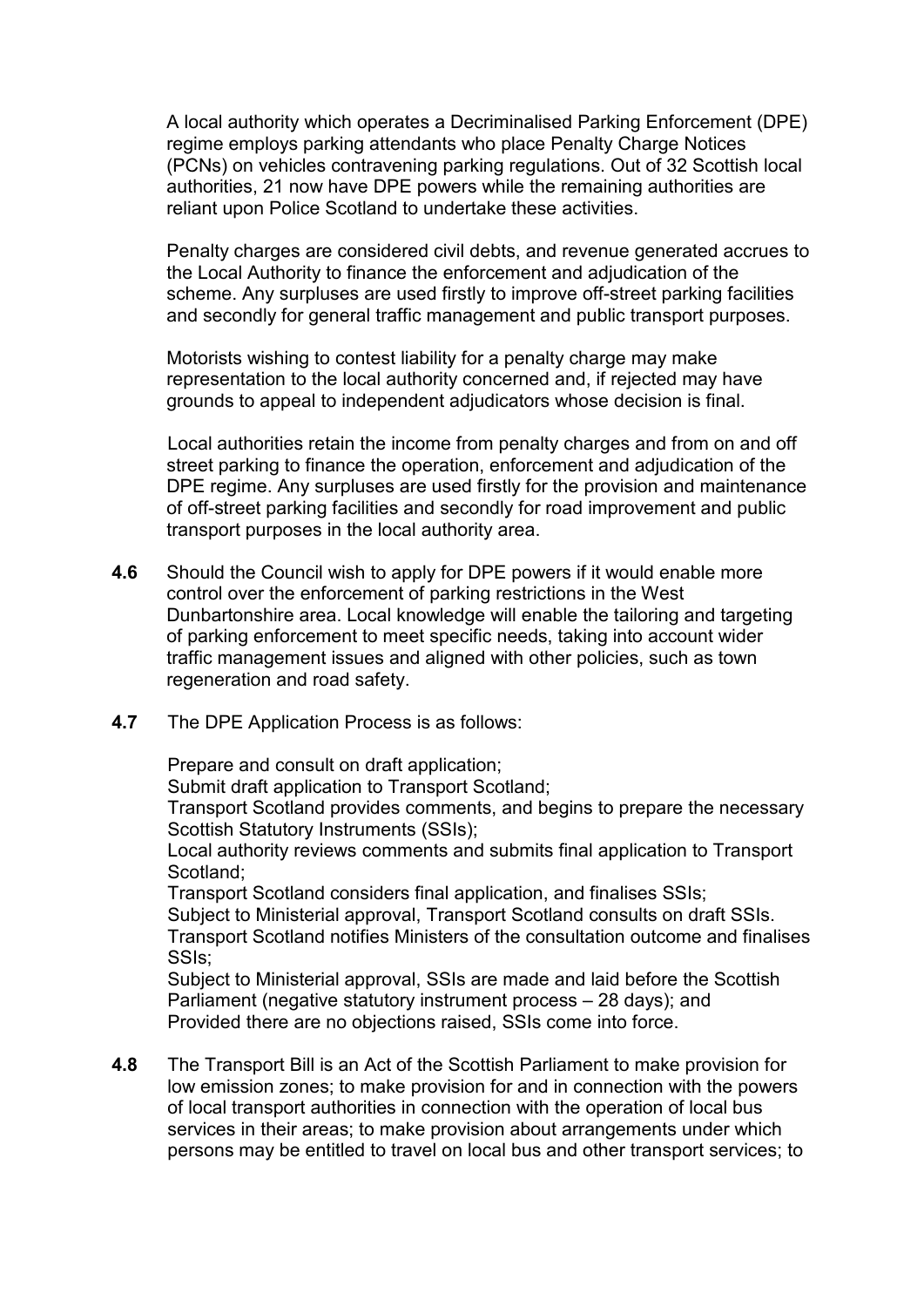A local authority which operates a Decriminalised Parking Enforcement (DPE) regime employs parking attendants who place Penalty Charge Notices (PCNs) on vehicles contravening parking regulations. Out of 32 Scottish local authorities, 21 now have DPE powers while the remaining authorities are reliant upon Police Scotland to undertake these activities.

Penalty charges are considered civil debts, and revenue generated accrues to the Local Authority to finance the enforcement and adjudication of the scheme. Any surpluses are used firstly to improve off-street parking facilities and secondly for general traffic management and public transport purposes.

Motorists wishing to contest liability for a penalty charge may make representation to the local authority concerned and, if rejected may have grounds to appeal to independent adjudicators whose decision is final.

Local authorities retain the income from penalty charges and from on and off street parking to finance the operation, enforcement and adjudication of the DPE regime. Any surpluses are used firstly for the provision and maintenance of off-street parking facilities and secondly for road improvement and public transport purposes in the local authority area.

**4.6** Should the Council wish to apply for DPE powers if it would enable more control over the enforcement of parking restrictions in the West Dunbartonshire area. Local knowledge will enable the tailoring and targeting of parking enforcement to meet specific needs, taking into account wider traffic management issues and aligned with other policies, such as town regeneration and road safety.

**4.7** The DPE Application Process is as follows:

Prepare and consult on draft application;
Submit draft application to Transport Scotland;
Transport Scotland provides comments, and begins to prepare the necessary Scottish Statutory Instruments (SSIs);
Local authority reviews comments and submits final application to Transport Scotland;
Transport Scotland considers final application, and finalises SSIs;
Subject to Ministerial approval, Transport Scotland consults on draft SSIs.
Transport Scotland notifies Ministers of the consultation outcome and finalises SSIs;
Subject to Ministerial approval, SSIs are made and laid before the Scottish Parliament (negative statutory instrument process – 28 days); and
Provided there are no objections raised, SSIs come into force.

**4.8** The Transport Bill is an Act of the Scottish Parliament to make provision for low emission zones; to make provision for and in connection with the powers of local transport authorities in connection with the operation of local bus services in their areas; to make provision about arrangements under which persons may be entitled to travel on local bus and other transport services; to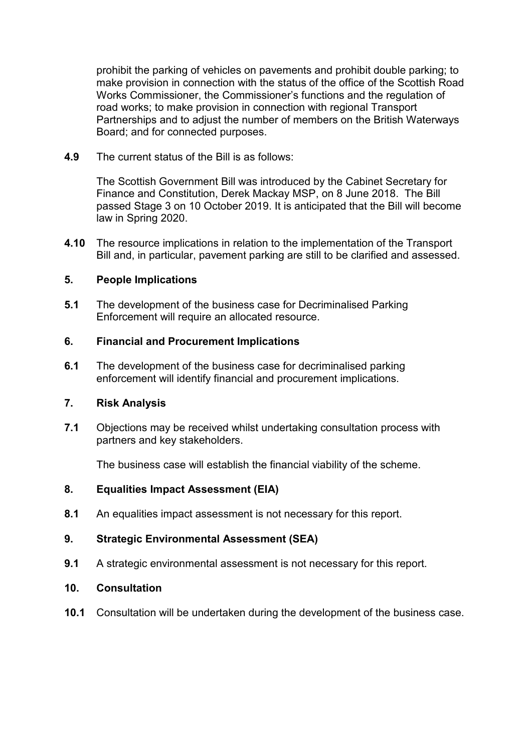prohibit the parking of vehicles on pavements and prohibit double parking; to make provision in connection with the status of the office of the Scottish Road Works Commissioner, the Commissioner's functions and the regulation of road works; to make provision in connection with regional Transport Partnerships and to adjust the number of members on the British Waterways Board; and for connected purposes.

**4.9** The current status of the Bill is as follows:

The Scottish Government Bill was introduced by the Cabinet Secretary for Finance and Constitution, Derek Mackay MSP, on 8 June 2018. The Bill passed Stage 3 on 10 October 2019. It is anticipated that the Bill will become law in Spring 2020.

**4.10** The resource implications in relation to the implementation of the Transport Bill and, in particular, pavement parking are still to be clarified and assessed.

## 5. People Implications

**5.1** The development of the business case for Decriminalised Parking Enforcement will require an allocated resource.

## 6. Financial and Procurement Implications

**6.1** The development of the business case for decriminalised parking enforcement will identify financial and procurement implications.

## 7. Risk Analysis

**7.1** Objections may be received whilst undertaking consultation process with partners and key stakeholders.

The business case will establish the financial viability of the scheme.

## 8. Equalities Impact Assessment (EIA)

**8.1** An equalities impact assessment is not necessary for this report.

## 9. Strategic Environmental Assessment (SEA)

**9.1** A strategic environmental assessment is not necessary for this report.

## 10. Consultation

**10.1** Consultation will be undertaken during the development of the business case.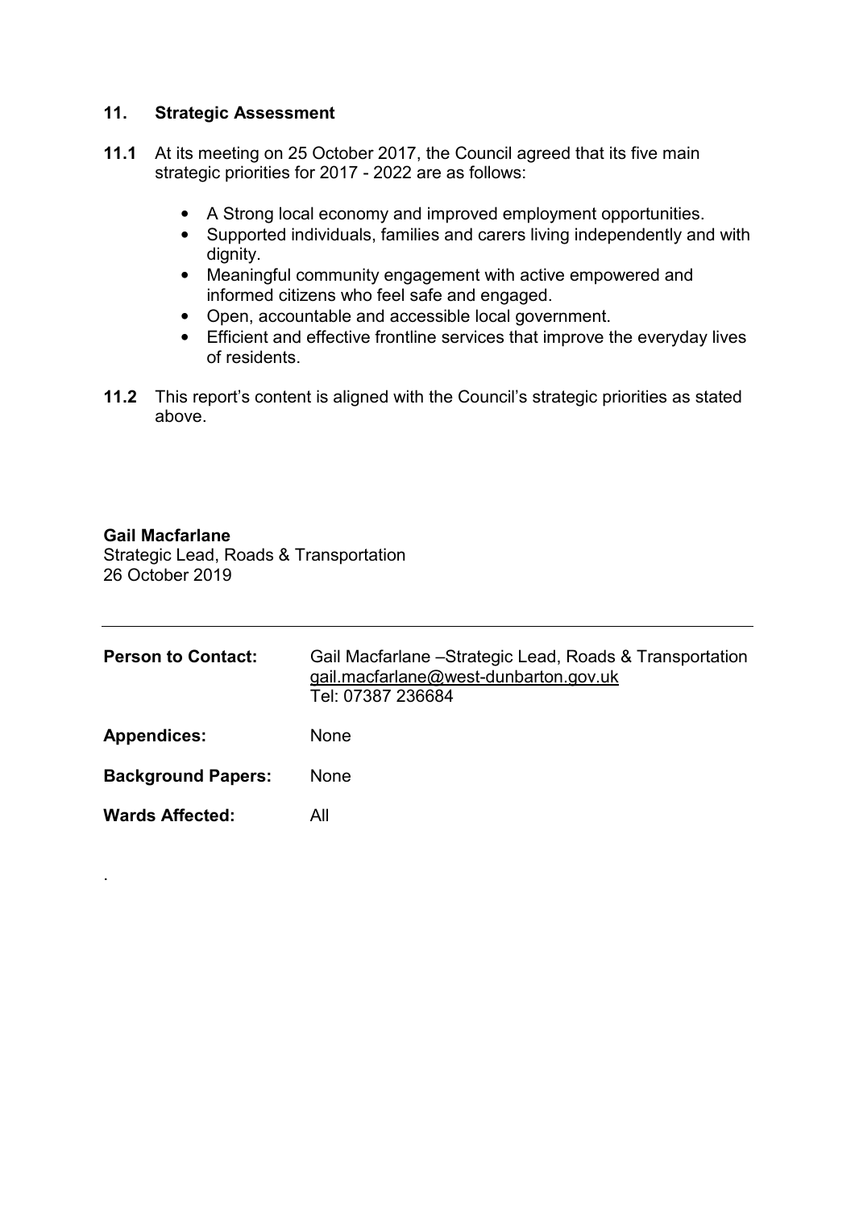## 11. Strategic Assessment

**11.1** At its meeting on 25 October 2017, the Council agreed that its five main strategic priorities for 2017 - 2022 are as follows:

- A Strong local economy and improved employment opportunities.
- Supported individuals, families and carers living independently and with dignity.
- Meaningful community engagement with active empowered and informed citizens who feel safe and engaged.
- Open, accountable and accessible local government.
- Efficient and effective frontline services that improve the everyday lives of residents.

**11.2** This report's content is aligned with the Council's strategic priorities as stated above.

**Gail Macfarlane**
Strategic Lead, Roads & Transportation
26 October 2019

---

| | |
|---|---|
| **Person to Contact:** | Gail Macfarlane –Strategic Lead, Roads & Transportation gail.macfarlane@west-dunbarton.gov.uk Tel: 07387 236684 |
| **Appendices:** | None |
| **Background Papers:** | None |
| **Wards Affected:** | All |

.